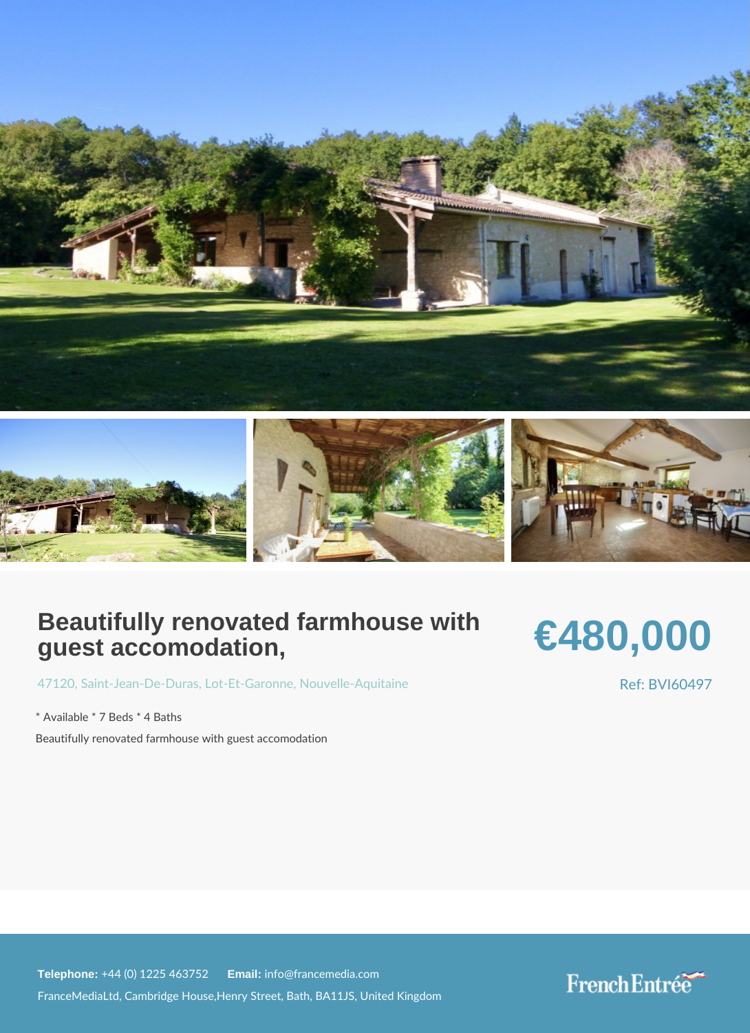# Beautifully renovated farmhouse with guest accomodation,

**€480,000**

47120, Saint-Jean-De-Duras, Lot-Et-Garonne, Nouvelle-Aquitaine

Ref: BVI60497

* Available * 7 Beds * 4 Baths

Beautifully renovated farmhouse with guest accomodation

**Telephone:** +44 (0) 1225 463752 **Email:** info@francemedia.com

FranceMediaLtd, Cambridge House,Henry Street, Bath, BA11JS, United Kingdom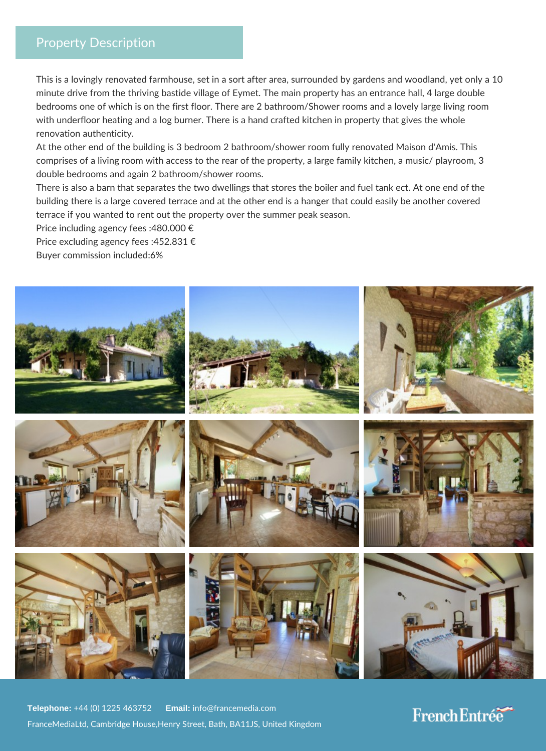## Property Description

This is a lovingly renovated farmhouse, set in a sort after area, surrounded by gardens and woodland, yet only a 10 minute drive from the thriving bastide village of Eymet. The main property has an entrance hall, 4 large double bedrooms one of which is on the first floor. There are 2 bathroom/Shower rooms and a lovely large living room with underfloor heating and a log burner. There is a hand crafted kitchen in property that gives the whole renovation authenticity.

At the other end of the building is 3 bedroom 2 bathroom/shower room fully renovated Maison d'Amis. This comprises of a living room with access to the rear of the property, a large family kitchen, a music/ playroom, 3 double bedrooms and again 2 bathroom/shower rooms.

There is also a barn that separates the two dwellings that stores the boiler and fuel tank ect. At one end of the building there is a large covered terrace and at the other end is a hanger that could easily be another covered terrace if you wanted to rent out the property over the summer peak season.

Price including agency fees :480.000 €

Price excluding agency fees :452.831 €

Buyer commission included:6%

**Telephone:** +44 (0) 1225 463752 **Email:** info@francemedia.com

FranceMediaLtd, Cambridge House,Henry Street, Bath, BA11JS, United Kingdom